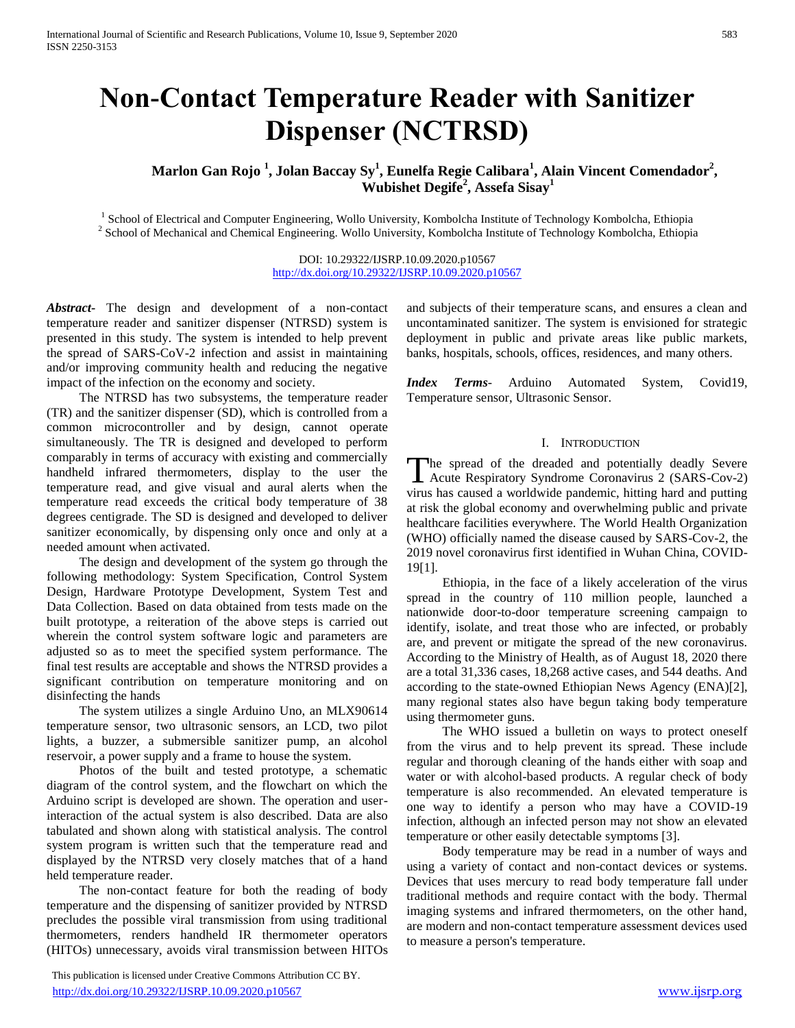# Non-Contact Temperature Reader with Sanitizer Dispenser (NCTRSD)

**Marlon Gan Rojo [1], Jolan Baccay Sy[1], Eunelfa Regie Calibara[1], Alain Vincent Comendador[2], Wubishet Degife[2], Assefa Sisay[1]**

[1] School of Electrical and Computer Engineering, Wollo University, Kombolcha Institute of Technology Kombolcha, Ethiopia
[2] School of Mechanical and Chemical Engineering. Wollo University, Kombolcha Institute of Technology Kombolcha, Ethiopia

DOI: 10.29322/IJSRP.10.09.2020.p10567
http://dx.doi.org/10.29322/IJSRP.10.09.2020.p10567

***Abstract-*** The design and development of a non-contact temperature reader and sanitizer dispenser (NTRSD) system is presented in this study. The system is intended to help prevent the spread of SARS-CoV-2 infection and assist in maintaining and/or improving community health and reducing the negative impact of the infection on the economy and society.

The NTRSD has two subsystems, the temperature reader (TR) and the sanitizer dispenser (SD), which is controlled from a common microcontroller and by design, cannot operate simultaneously. The TR is designed and developed to perform comparably in terms of accuracy with existing and commercially handheld infrared thermometers, display to the user the temperature read, and give visual and aural alerts when the temperature read exceeds the critical body temperature of 38 degrees centigrade. The SD is designed and developed to deliver sanitizer economically, by dispensing only once and only at a needed amount when activated.

The design and development of the system go through the following methodology: System Specification, Control System Design, Hardware Prototype Development, System Test and Data Collection. Based on data obtained from tests made on the built prototype, a reiteration of the above steps is carried out wherein the control system software logic and parameters are adjusted so as to meet the specified system performance. The final test results are acceptable and shows the NTRSD provides a significant contribution on temperature monitoring and on disinfecting the hands

The system utilizes a single Arduino Uno, an MLX90614 temperature sensor, two ultrasonic sensors, an LCD, two pilot lights, a buzzer, a submersible sanitizer pump, an alcohol reservoir, a power supply and a frame to house the system.

Photos of the built and tested prototype, a schematic diagram of the control system, and the flowchart on which the Arduino script is developed are shown. The operation and user-interaction of the actual system is also described. Data are also tabulated and shown along with statistical analysis. The control system program is written such that the temperature read and displayed by the NTRSD very closely matches that of a hand held temperature reader.

The non-contact feature for both the reading of body temperature and the dispensing of sanitizer provided by NTRSD precludes the possible viral transmission from using traditional thermometers, renders handheld IR thermometer operators (HITOs) unnecessary, avoids viral transmission between HITOs and subjects of their temperature scans, and ensures a clean and uncontaminated sanitizer. The system is envisioned for strategic deployment in public and private areas like public markets, banks, hospitals, schools, offices, residences, and many others.

***Index Terms-*** Arduino Automated System, Covid19, Temperature sensor, Ultrasonic Sensor.

## I. Introduction

The spread of the dreaded and potentially deadly Severe Acute Respiratory Syndrome Coronavirus 2 (SARS-Cov-2) virus has caused a worldwide pandemic, hitting hard and putting at risk the global economy and overwhelming public and private healthcare facilities everywhere. The World Health Organization (WHO) officially named the disease caused by SARS-Cov-2, the 2019 novel coronavirus first identified in Wuhan China, COVID-19[1].

Ethiopia, in the face of a likely acceleration of the virus spread in the country of 110 million people, launched a nationwide door-to-door temperature screening campaign to identify, isolate, and treat those who are infected, or probably are, and prevent or mitigate the spread of the new coronavirus. According to the Ministry of Health, as of August 18, 2020 there are a total 31,336 cases, 18,268 active cases, and 544 deaths. And according to the state-owned Ethiopian News Agency (ENA)[2], many regional states also have begun taking body temperature using thermometer guns.

The WHO issued a bulletin on ways to protect oneself from the virus and to help prevent its spread. These include regular and thorough cleaning of the hands either with soap and water or with alcohol-based products. A regular check of body temperature is also recommended. An elevated temperature is one way to identify a person who may have a COVID-19 infection, although an infected person may not show an elevated temperature or other easily detectable symptoms [3].

Body temperature may be read in a number of ways and using a variety of contact and non-contact devices or systems. Devices that uses mercury to read body temperature fall under traditional methods and require contact with the body. Thermal imaging systems and infrared thermometers, on the other hand, are modern and non-contact temperature assessment devices used to measure a person's temperature.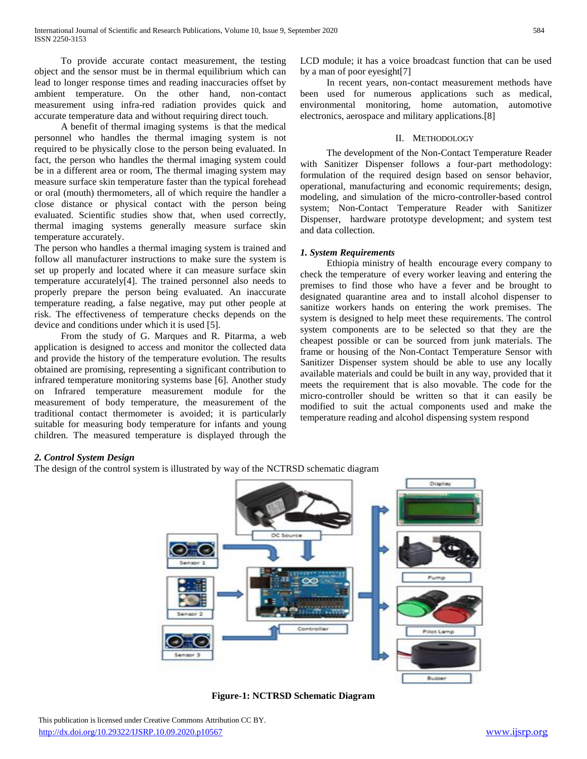To provide accurate contact measurement, the testing object and the sensor must be in thermal equilibrium which can lead to longer response times and reading inaccuracies offset by ambient temperature. On the other hand, non-contact measurement using infra-red radiation provides quick and accurate temperature data and without requiring direct touch.

A benefit of thermal imaging systems is that the medical personnel who handles the thermal imaging system is not required to be physically close to the person being evaluated. In fact, the person who handles the thermal imaging system could be in a different area or room, The thermal imaging system may measure surface skin temperature faster than the typical forehead or oral (mouth) thermometers, all of which require the handler a close distance or physical contact with the person being evaluated. Scientific studies show that, when used correctly, thermal imaging systems generally measure surface skin temperature accurately.

The person who handles a thermal imaging system is trained and follow all manufacturer instructions to make sure the system is set up properly and located where it can measure surface skin temperature accurately[4]. The trained personnel also needs to properly prepare the person being evaluated. An inaccurate temperature reading, a false negative, may put other people at risk. The effectiveness of temperature checks depends on the device and conditions under which it is used [5].

From the study of G. Marques and R. Pitarma, a web application is designed to access and monitor the collected data and provide the history of the temperature evolution. The results obtained are promising, representing a significant contribution to infrared temperature monitoring systems base [6]. Another study on Infrared temperature measurement module for the measurement of body temperature, the measurement of the traditional contact thermometer is avoided; it is particularly suitable for measuring body temperature for infants and young children. The measured temperature is displayed through the LCD module; it has a voice broadcast function that can be used by a man of poor eyesight[7]

In recent years, non-contact measurement methods have been used for numerous applications such as medical, environmental monitoring, home automation, automotive electronics, aerospace and military applications.[8]

## II. Methodology

The development of the Non-Contact Temperature Reader with Sanitizer Dispenser follows a four-part methodology: formulation of the required design based on sensor behavior, operational, manufacturing and economic requirements; design, modeling, and simulation of the micro-controller-based control system; Non-Contact Temperature Reader with Sanitizer Dispenser, hardware prototype development; and system test and data collection.

### *1. System Requirements*

Ethiopia ministry of health encourage every company to check the temperature of every worker leaving and entering the premises to find those who have a fever and be brought to designated quarantine area and to install alcohol dispenser to sanitize workers hands on entering the work premises. The system is designed to help meet these requirements. The control system components are to be selected so that they are the cheapest possible or can be sourced from junk materials. The frame or housing of the Non-Contact Temperature Sensor with Sanitizer Dispenser system should be able to use any locally available materials and could be built in any way, provided that it meets the requirement that is also movable. The code for the micro-controller should be written so that it can easily be modified to suit the actual components used and make the temperature reading and alcohol dispensing system respond

### *2. Control System Design*

The design of the control system is illustrated by way of the NCTRSD schematic diagram

**Figure-1: NCTRSD Schematic Diagram**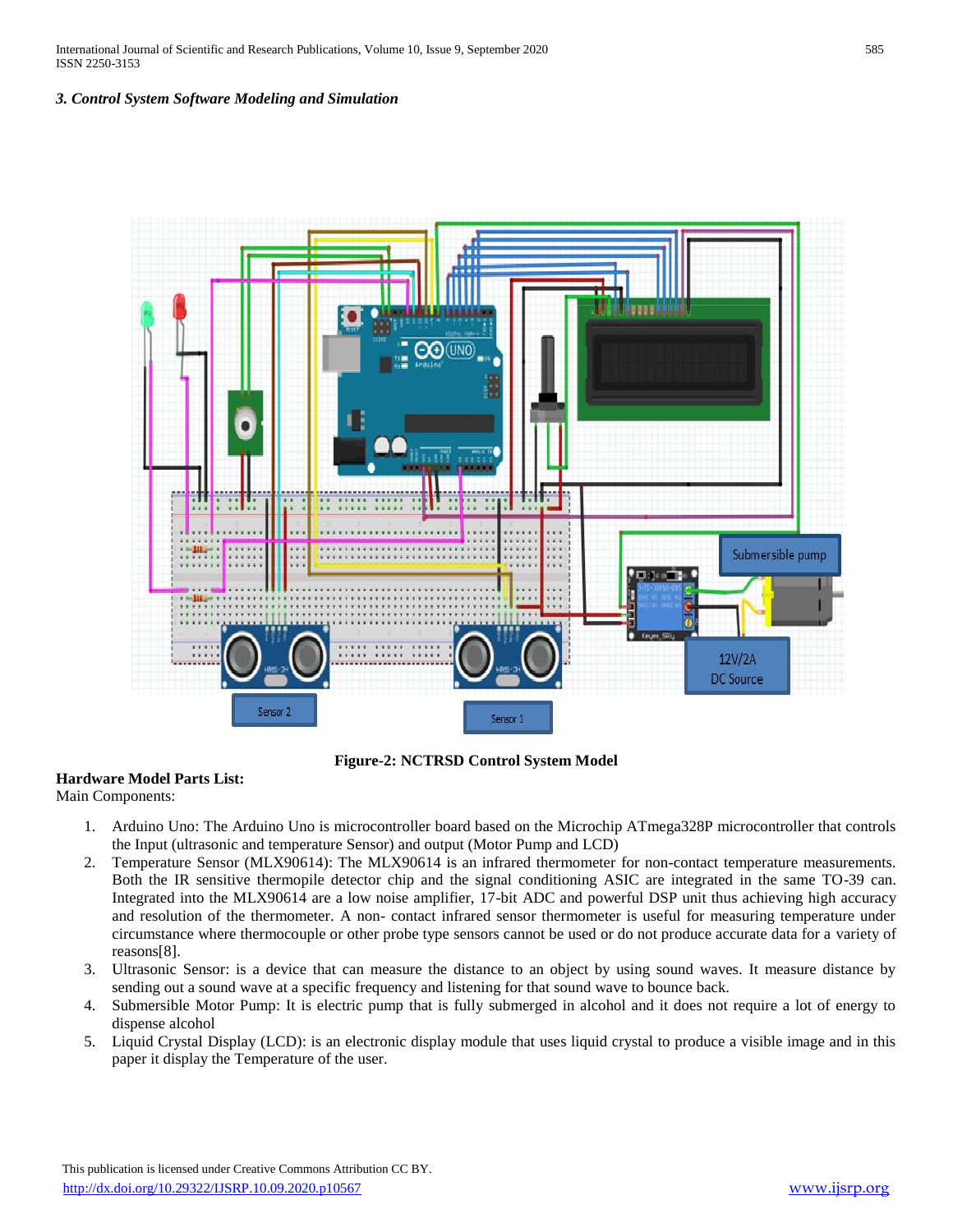### *3. Control System Software Modeling and Simulation*

**Figure-2: NCTRSD Control System Model**

**Hardware Model Parts List:**

Main Components:

1. Arduino Uno: The Arduino Uno is microcontroller board based on the Microchip ATmega328P microcontroller that controls the Input (ultrasonic and temperature Sensor) and output (Motor Pump and LCD)
2. Temperature Sensor (MLX90614): The MLX90614 is an infrared thermometer for non-contact temperature measurements. Both the IR sensitive thermopile detector chip and the signal conditioning ASIC are integrated in the same TO-39 can. Integrated into the MLX90614 are a low noise amplifier, 17-bit ADC and powerful DSP unit thus achieving high accuracy and resolution of the thermometer. A non- contact infrared sensor thermometer is useful for measuring temperature under circumstance where thermocouple or other probe type sensors cannot be used or do not produce accurate data for a variety of reasons[8].
3. Ultrasonic Sensor: is a device that can measure the distance to an object by using sound waves. It measure distance by sending out a sound wave at a specific frequency and listening for that sound wave to bounce back.
4. Submersible Motor Pump: It is electric pump that is fully submerged in alcohol and it does not require a lot of energy to dispense alcohol
5. Liquid Crystal Display (LCD): is an electronic display module that uses liquid crystal to produce a visible image and in this paper it display the Temperature of the user.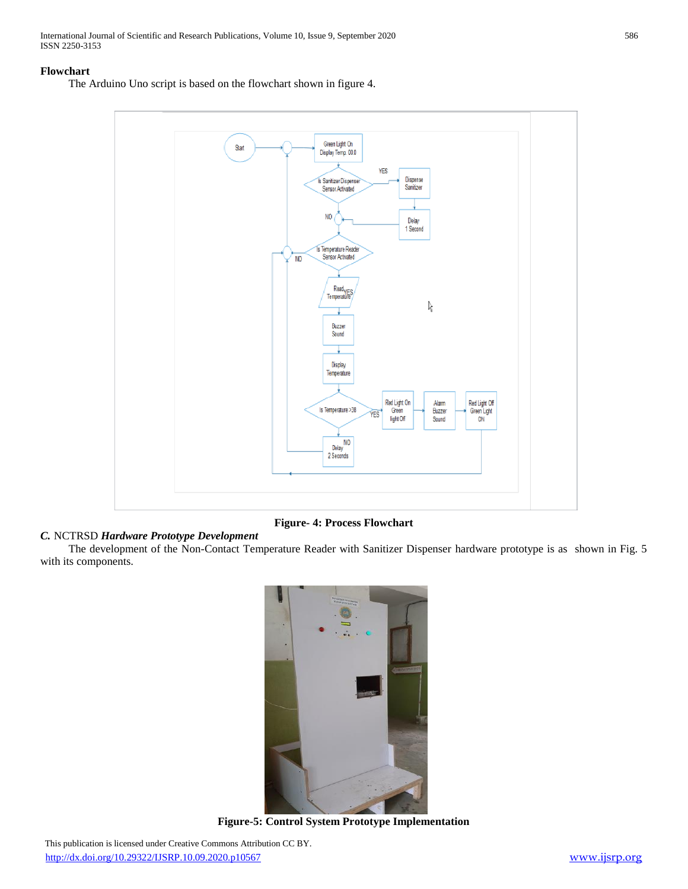**Flowchart**

The Arduino Uno script is based on the flowchart shown in figure 4.

**Figure- 4: Process Flowchart**

*C.* NCTRSD ***Hardware Prototype Development***

The development of the Non-Contact Temperature Reader with Sanitizer Dispenser hardware prototype is as shown in Fig. 5 with its components.

**Figure-5: Control System Prototype Implementation**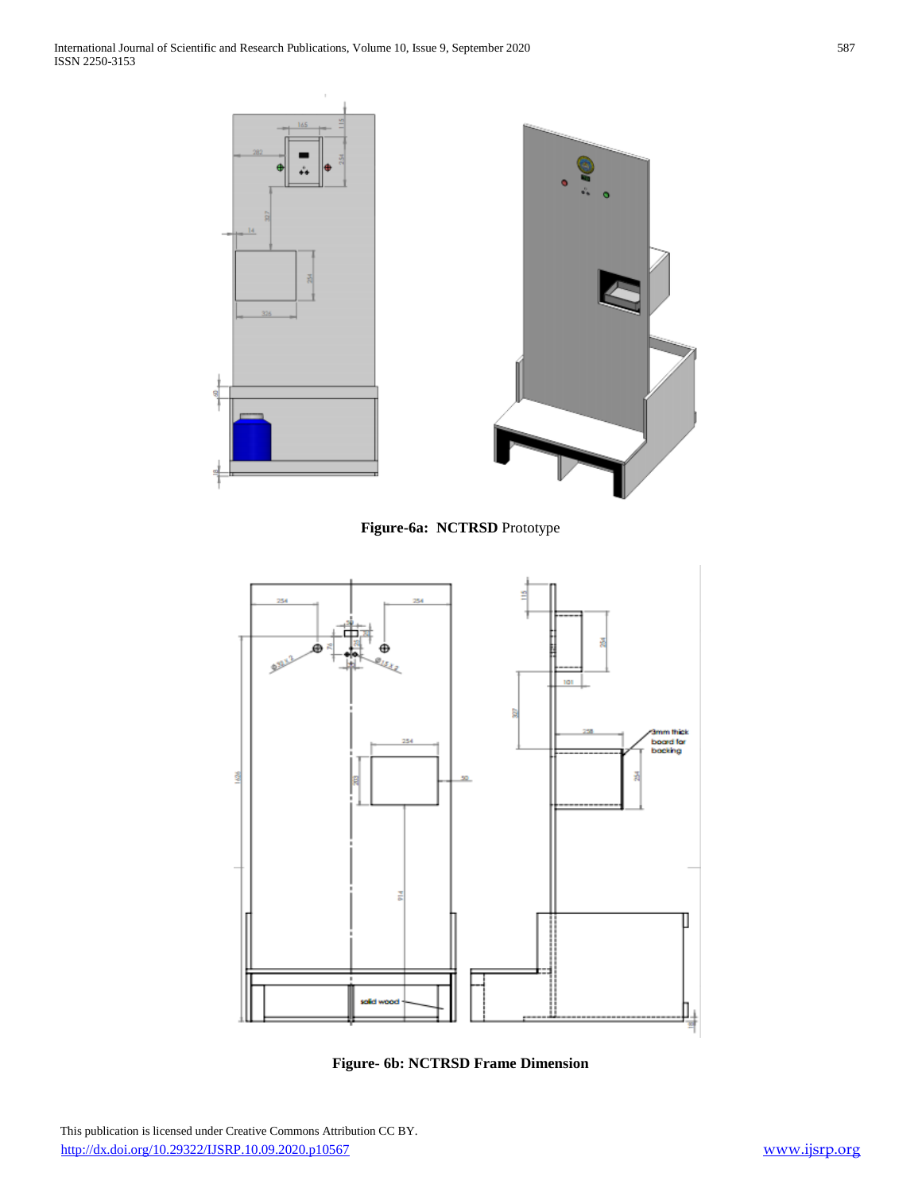**Figure-6a: NCTRSD** Prototype

**Figure- 6b: NCTRSD Frame Dimension**

This publication is licensed under Creative Commons Attribution CC BY.

http://dx.doi.org/10.29322/IJSRP.10.09.2020.p10567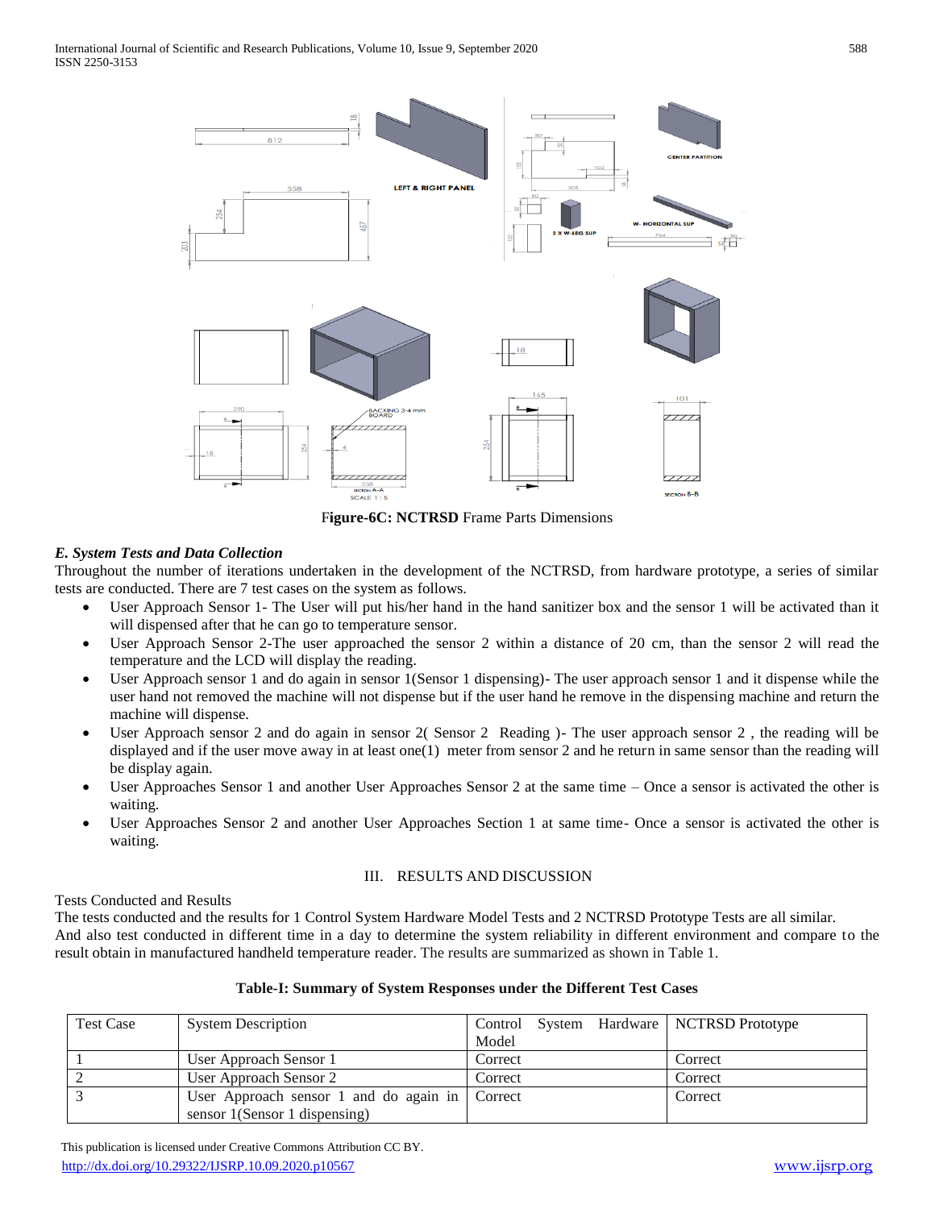F**igure-6C: NCTRSD** Frame Parts Dimensions

### *E. System Tests and Data Collection*

Throughout the number of iterations undertaken in the development of the NCTRSD, from hardware prototype, a series of similar tests are conducted. There are 7 test cases on the system as follows.

- User Approach Sensor 1- The User will put his/her hand in the hand sanitizer box and the sensor 1 will be activated than it will dispensed after that he can go to temperature sensor.
- User Approach Sensor 2-The user approached the sensor 2 within a distance of 20 cm, than the sensor 2 will read the temperature and the LCD will display the reading.
- User Approach sensor 1 and do again in sensor 1(Sensor 1 dispensing)- The user approach sensor 1 and it dispense while the user hand not removed the machine will not dispense but if the user hand he remove in the dispensing machine and return the machine will dispense.
- User Approach sensor 2 and do again in sensor 2( Sensor 2 Reading )- The user approach sensor 2 , the reading will be displayed and if the user move away in at least one(1) meter from sensor 2 and he return in same sensor than the reading will be display again.
- User Approaches Sensor 1 and another User Approaches Sensor 2 at the same time – Once a sensor is activated the other is waiting.
- User Approaches Sensor 2 and another User Approaches Section 1 at same time- Once a sensor is activated the other is waiting.

## III. RESULTS AND DISCUSSION

Tests Conducted and Results

The tests conducted and the results for 1 Control System Hardware Model Tests and 2 NCTRSD Prototype Tests are all similar.
And also test conducted in different time in a day to determine the system reliability in different environment and compare to the result obtain in manufactured handheld temperature reader. The results are summarized as shown in Table 1.

**Table-I: Summary of System Responses under the Different Test Cases**

| Test Case | System Description | Control System Hardware Model | NCTRSD Prototype |
|---|---|---|---|
| 1 | User Approach Sensor 1 | Correct | Correct |
| 2 | User Approach Sensor 2 | Correct | Correct |
| 3 | User Approach sensor 1 and do again in sensor 1(Sensor 1 dispensing) | Correct | Correct |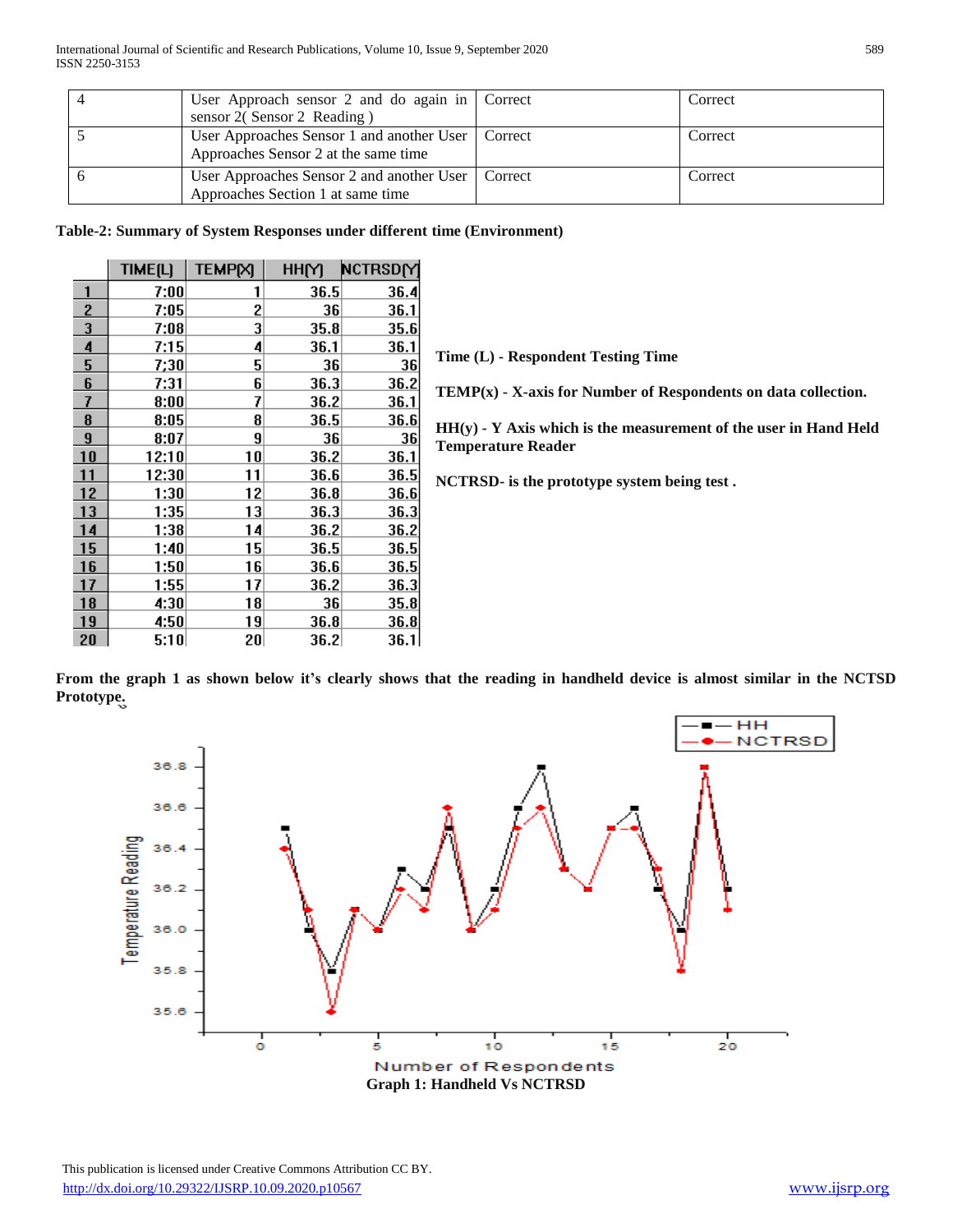| 4 | User Approach sensor 2 and do again in sensor 2( Sensor 2 Reading ) | Correct | Correct |
|---|---|---|---|
| 5 | User Approaches Sensor 1 and another User Approaches Sensor 2 at the same time | Correct | Correct |
| 6 | User Approaches Sensor 2 and another User Approaches Section 1 at same time | Correct | Correct |

**Table-2: Summary of System Responses under different time (Environment)**

| | TIME(L) | TEMP(X) | HH(Y) | NCTRSD(Y) |
|---|---|---|---|---|
| 1 | 7:00 | 1 | 36.5 | 36.4 |
| 2 | 7:05 | 2 | 36 | 36.1 |
| 3 | 7:08 | 3 | 35.8 | 35.6 |
| 4 | 7:15 | 4 | 36.1 | 36.1 |
| 5 | 7;30 | 5 | 36 | 36 |
| 6 | 7:31 | 6 | 36.3 | 36.2 |
| 7 | 8:00 | 7 | 36.2 | 36.1 |
| 8 | 8:05 | 8 | 36.5 | 36.6 |
| 9 | 8:07 | 9 | 36 | 36 |
| 10 | 12:10 | 10 | 36.2 | 36.1 |
| 11 | 12:30 | 11 | 36.6 | 36.5 |
| 12 | 1:30 | 12 | 36.8 | 36.6 |
| 13 | 1:35 | 13 | 36.3 | 36.3 |
| 14 | 1:38 | 14 | 36.2 | 36.2 |
| 15 | 1:40 | 15 | 36.5 | 36.5 |
| 16 | 1:50 | 16 | 36.6 | 36.5 |
| 17 | 1:55 | 17 | 36.2 | 36.3 |
| 18 | 4:30 | 18 | 36 | 35.8 |
| 19 | 4:50 | 19 | 36.8 | 36.8 |
| 20 | 5:10 | 20 | 36.2 | 36.1 |

**Time (L) - Respondent Testing Time**

**TEMP(x) - X-axis for Number of Respondents on data collection.**

**HH(y) - Y Axis which is the measurement of the user in Hand Held Temperature Reader**

**NCTRSD- is the prototype system being test .**

**From the graph 1 as shown below it's clearly shows that the reading in handheld device is almost similar in the NCTSD Prototype.**

**Graph 1: Handheld Vs NCTRSD**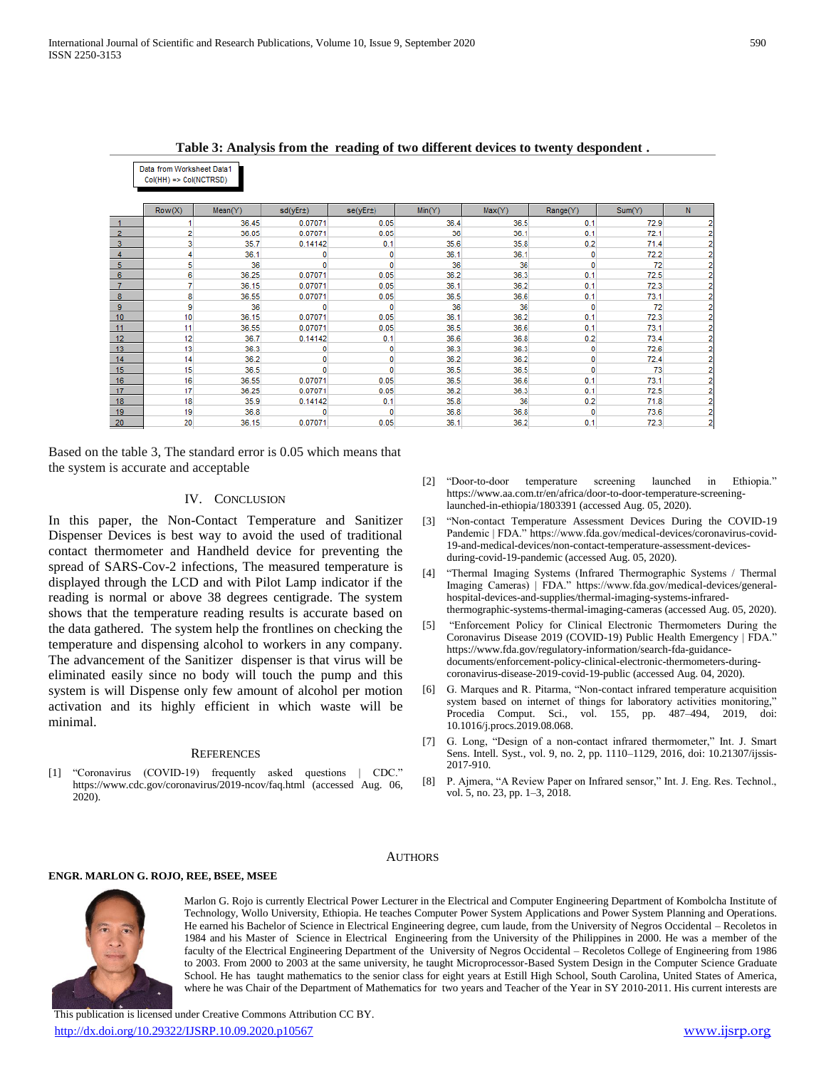**Table 3: Analysis from the reading of two different devices to twenty despondent .**

Data from Worksheet Data1
Col(HH) => Col(NCTRSD)

| | Row(X) | Mean(Y) | sd(yEr±) | se(yEr±) | Min(Y) | Max(Y) | Range(Y) | Sum(Y) | N |
|---|---|---|---|---|---|---|---|---|---|
| 1 | 1 | 36.45 | 0.07071 | 0.05 | 36.4 | 36.5 | 0.1 | 72.9 | 2 |
| 2 | 2 | 36.05 | 0.07071 | 0.05 | 36 | 36.1 | 0.1 | 72.1 | 2 |
| 3 | 3 | 35.7 | 0.14142 | 0.1 | 35.6 | 35.8 | 0.2 | 71.4 | 2 |
| 4 | 4 | 36.1 | 0 | 0 | 36.1 | 36.1 | 0 | 72.2 | 2 |
| 5 | 5 | 36 | 0 | 0 | 36 | 36 | 0 | 72 | 2 |
| 6 | 6 | 36.25 | 0.07071 | 0.05 | 36.2 | 36.3 | 0.1 | 72.5 | 2 |
| 7 | 7 | 36.15 | 0.07071 | 0.05 | 36.1 | 36.2 | 0.1 | 72.3 | 2 |
| 8 | 8 | 36.55 | 0.07071 | 0.05 | 36.5 | 36.6 | 0.1 | 73.1 | 2 |
| 9 | 9 | 36 | 0 | 0 | 36 | 36 | 0 | 72 | 2 |
| 10 | 10 | 36.15 | 0.07071 | 0.05 | 36.1 | 36.2 | 0.1 | 72.3 | 2 |
| 11 | 11 | 36.55 | 0.07071 | 0.05 | 36.5 | 36.6 | 0.1 | 73.1 | 2 |
| 12 | 12 | 36.7 | 0.14142 | 0.1 | 36.6 | 36.8 | 0.2 | 73.4 | 2 |
| 13 | 13 | 36.3 | 0 | 0 | 36.3 | 36.3 | 0 | 72.6 | 2 |
| 14 | 14 | 36.2 | 0 | 0 | 36.2 | 36.2 | 0 | 72.4 | 2 |
| 15 | 15 | 36.5 | 0 | 0 | 36.5 | 36.5 | 0 | 73 | 2 |
| 16 | 16 | 36.55 | 0.07071 | 0.05 | 36.5 | 36.6 | 0.1 | 73.1 | 2 |
| 17 | 17 | 36.25 | 0.07071 | 0.05 | 36.2 | 36.3 | 0.1 | 72.5 | 2 |
| 18 | 18 | 35.9 | 0.14142 | 0.1 | 35.8 | 36 | 0.2 | 71.8 | 2 |
| 19 | 19 | 36.8 | 0 | 0 | 36.8 | 36.8 | 0 | 73.6 | 2 |
| 20 | 20 | 36.15 | 0.07071 | 0.05 | 36.1 | 36.2 | 0.1 | 72.3 | 2 |

Based on the table 3, The standard error is 0.05 which means that the system is accurate and acceptable

## IV. Conclusion

In this paper, the Non-Contact Temperature and Sanitizer Dispenser Devices is best way to avoid the used of traditional contact thermometer and Handheld device for preventing the spread of SARS-Cov-2 infections, The measured temperature is displayed through the LCD and with Pilot Lamp indicator if the reading is normal or above 38 degrees centigrade. The system shows that the temperature reading results is accurate based on the data gathered. The system help the frontlines on checking the temperature and dispensing alcohol to workers in any company. The advancement of the Sanitizer dispenser is that virus will be eliminated easily since no body will touch the pump and this system is will Dispense only few amount of alcohol per motion activation and its highly efficient in which waste will be minimal.

## References

[1] "Coronavirus (COVID-19) frequently asked questions | CDC." https://www.cdc.gov/coronavirus/2019-ncov/faq.html (accessed Aug. 06, 2020).

[2] "Door-to-door temperature screening launched in Ethiopia." https://www.aa.com.tr/en/africa/door-to-door-temperature-screening-launched-in-ethiopia/1803391 (accessed Aug. 05, 2020).

[3] "Non-contact Temperature Assessment Devices During the COVID-19 Pandemic | FDA." https://www.fda.gov/medical-devices/coronavirus-covid-19-and-medical-devices/non-contact-temperature-assessment-devices-during-covid-19-pandemic (accessed Aug. 05, 2020).

[4] "Thermal Imaging Systems (Infrared Thermographic Systems / Thermal Imaging Cameras) | FDA." https://www.fda.gov/medical-devices/general-hospital-devices-and-supplies/thermal-imaging-systems-infrared-thermographic-systems-thermal-imaging-cameras (accessed Aug. 05, 2020).

[5] "Enforcement Policy for Clinical Electronic Thermometers During the Coronavirus Disease 2019 (COVID-19) Public Health Emergency | FDA." https://www.fda.gov/regulatory-information/search-fda-guidance-documents/enforcement-policy-clinical-electronic-thermometers-during-coronavirus-disease-2019-covid-19-public (accessed Aug. 04, 2020).

[6] G. Marques and R. Pitarma, "Non-contact infrared temperature acquisition system based on internet of things for laboratory activities monitoring," Procedia Comput. Sci., vol. 155, pp. 487–494, 2019, doi: 10.1016/j.procs.2019.08.068.

[7] G. Long, "Design of a non-contact infrared thermometer," Int. J. Smart Sens. Intell. Syst., vol. 9, no. 2, pp. 1110–1129, 2016, doi: 10.21307/ijssis-2017-910.

[8] P. Ajmera, "A Review Paper on Infrared sensor," Int. J. Eng. Res. Technol., vol. 5, no. 23, pp. 1–3, 2018.

## Authors

**ENGR. MARLON G. ROJO, REE, BSEE, MSEE**

Marlon G. Rojo is currently Electrical Power Lecturer in the Electrical and Computer Engineering Department of Kombolcha Institute of Technology, Wollo University, Ethiopia. He teaches Computer Power System Applications and Power System Planning and Operations. He earned his Bachelor of Science in Electrical Engineering degree, cum laude, from the University of Negros Occidental – Recoletos in 1984 and his Master of Science in Electrical Engineering from the University of the Philippines in 2000. He was a member of the faculty of the Electrical Engineering Department of the University of Negros Occidental – Recoletos College of Engineering from 1986 to 2003. From 2000 to 2003 at the same university, he taught Microprocessor-Based System Design in the Computer Science Graduate School. He has taught mathematics to the senior class for eight years at Estill High School, South Carolina, United States of America, where he was Chair of the Department of Mathematics for two years and Teacher of the Year in SY 2010-2011. His current interests are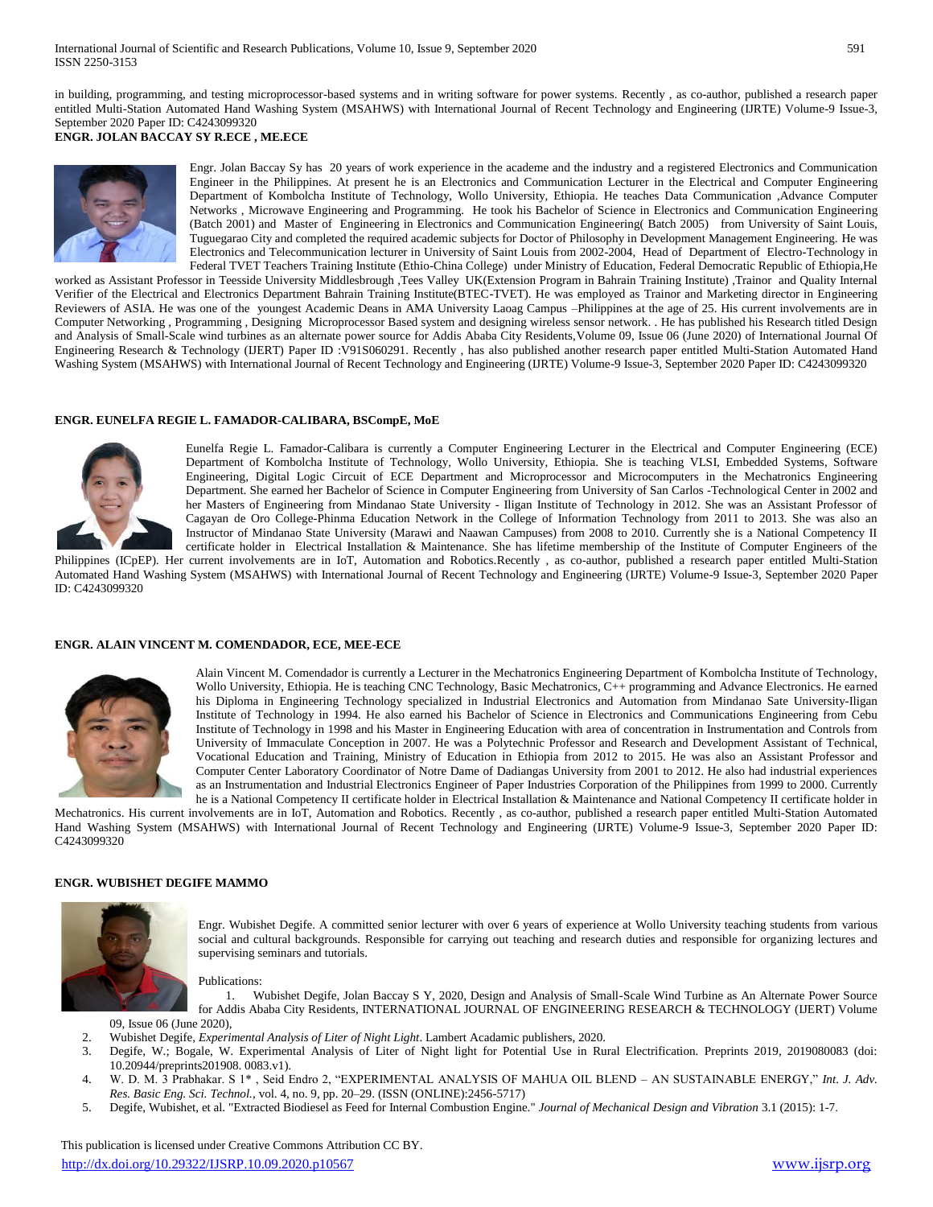in building, programming, and testing microprocessor-based systems and in writing software for power systems. Recently , as co-author, published a research paper entitled Multi-Station Automated Hand Washing System (MSAHWS) with International Journal of Recent Technology and Engineering (IJRTE) Volume-9 Issue-3, September 2020 Paper ID: C4243099320

**ENGR. JOLAN BACCAY SY R.ECE , ME.ECE**

Engr. Jolan Baccay Sy has 20 years of work experience in the academe and the industry and a registered Electronics and Communication Engineer in the Philippines. At present he is an Electronics and Communication Lecturer in the Electrical and Computer Engineering Department of Kombolcha Institute of Technology, Wollo University, Ethiopia. He teaches Data Communication ,Advance Computer Networks , Microwave Engineering and Programming. He took his Bachelor of Science in Electronics and Communication Engineering (Batch 2001) and Master of Engineering in Electronics and Communication Engineering( Batch 2005) from University of Saint Louis, Tuguegarao City and completed the required academic subjects for Doctor of Philosophy in Development Management Engineering. He was Electronics and Telecommunication lecturer in University of Saint Louis from 2002-2004, Head of Department of Electro-Technology in Federal TVET Teachers Training Institute (Ethio-China College) under Ministry of Education, Federal Democratic Republic of Ethiopia,He worked as Assistant Professor in Teesside University Middlesbrough ,Tees Valley UK(Extension Program in Bahrain Training Institute) ,Trainor and Quality Internal Verifier of the Electrical and Electronics Department Bahrain Training Institute(BTEC-TVET). He was employed as Trainor and Marketing director in Engineering Reviewers of ASIA. He was one of the youngest Academic Deans in AMA University Laoag Campus –Philippines at the age of 25. His current involvements are in Computer Networking , Programming , Designing Microprocessor Based system and designing wireless sensor network. . He has published his Research titled Design and Analysis of Small-Scale wind turbines as an alternate power source for Addis Ababa City Residents,Volume 09, Issue 06 (June 2020) of International Journal Of Engineering Research & Technology (IJERT) Paper ID :V91S060291. Recently , has also published another research paper entitled Multi-Station Automated Hand Washing System (MSAHWS) with International Journal of Recent Technology and Engineering (IJRTE) Volume-9 Issue-3, September 2020 Paper ID: C4243099320

**ENGR. EUNELFA REGIE L. FAMADOR-CALIBARA, BSCompE, MoE**

Eunelfa Regie L. Famador-Calibara is currently a Computer Engineering Lecturer in the Electrical and Computer Engineering (ECE) Department of Kombolcha Institute of Technology, Wollo University, Ethiopia. She is teaching VLSI, Embedded Systems, Software Engineering, Digital Logic Circuit of ECE Department and Microprocessor and Microcomputers in the Mechatronics Engineering Department. She earned her Bachelor of Science in Computer Engineering from University of San Carlos -Technological Center in 2002 and her Masters of Engineering from Mindanao State University - Iligan Institute of Technology in 2012. She was an Assistant Professor of Cagayan de Oro College-Phinma Education Network in the College of Information Technology from 2011 to 2013. She was also an Instructor of Mindanao State University (Marawi and Naawan Campuses) from 2008 to 2010. Currently she is a National Competency II certificate holder in Electrical Installation & Maintenance. She has lifetime membership of the Institute of Computer Engineers of the Philippines (ICpEP). Her current involvements are in IoT, Automation and Robotics.Recently , as co-author, published a research paper entitled Multi-Station Automated Hand Washing System (MSAHWS) with International Journal of Recent Technology and Engineering (IJRTE) Volume-9 Issue-3, September 2020 Paper ID: C4243099320

**ENGR. ALAIN VINCENT M. COMENDADOR, ECE, MEE-ECE**

Alain Vincent M. Comendador is currently a Lecturer in the Mechatronics Engineering Department of Kombolcha Institute of Technology, Wollo University, Ethiopia. He is teaching CNC Technology, Basic Mechatronics, C++ programming and Advance Electronics. He earned his Diploma in Engineering Technology specialized in Industrial Electronics and Automation from Mindanao Sate University-Iligan Institute of Technology in 1994. He also earned his Bachelor of Science in Electronics and Communications Engineering from Cebu Institute of Technology in 1998 and his Master in Engineering Education with area of concentration in Instrumentation and Controls from University of Immaculate Conception in 2007. He was a Polytechnic Professor and Research and Development Assistant of Technical, Vocational Education and Training, Ministry of Education in Ethiopia from 2012 to 2015. He was also an Assistant Professor and Computer Center Laboratory Coordinator of Notre Dame of Dadiangas University from 2001 to 2012. He also had industrial experiences as an Instrumentation and Industrial Electronics Engineer of Paper Industries Corporation of the Philippines from 1999 to 2000. Currently he is a National Competency II certificate holder in Electrical Installation & Maintenance and National Competency II certificate holder in Mechatronics. His current involvements are in IoT, Automation and Robotics. Recently , as co-author, published a research paper entitled Multi-Station Automated Hand Washing System (MSAHWS) with International Journal of Recent Technology and Engineering (IJRTE) Volume-9 Issue-3, September 2020 Paper ID: C4243099320

**ENGR. WUBISHET DEGIFE MAMMO**

Engr. Wubishet Degife. A committed senior lecturer with over 6 years of experience at Wollo University teaching students from various social and cultural backgrounds. Responsible for carrying out teaching and research duties and responsible for organizing lectures and supervising seminars and tutorials.

Publications:

1. Wubishet Degife, Jolan Baccay S Y, 2020, Design and Analysis of Small-Scale Wind Turbine as An Alternate Power Source for Addis Ababa City Residents, INTERNATIONAL JOURNAL OF ENGINEERING RESEARCH & TECHNOLOGY (IJERT) Volume 09, Issue 06 (June 2020),
2. Wubishet Degife, *Experimental Analysis of Liter of Night Light*. Lambert Acadamic publishers, 2020.
3. Degife, W.; Bogale, W. Experimental Analysis of Liter of Night light for Potential Use in Rural Electrification. Preprints 2019, 2019080083 (doi: 10.20944/preprints201908. 0083.v1).
4. W. D. M. 3 Prabhakar. S 1* , Seid Endro 2, "EXPERIMENTAL ANALYSIS OF MAHUA OIL BLEND – AN SUSTAINABLE ENERGY," *Int. J. Adv. Res. Basic Eng. Sci. Technol.*, vol. 4, no. 9, pp. 20–29. (ISSN (ONLINE):2456-5717)
5. Degife, Wubishet, et al. "Extracted Biodiesel as Feed for Internal Combustion Engine." *Journal of Mechanical Design and Vibration* 3.1 (2015): 1-7.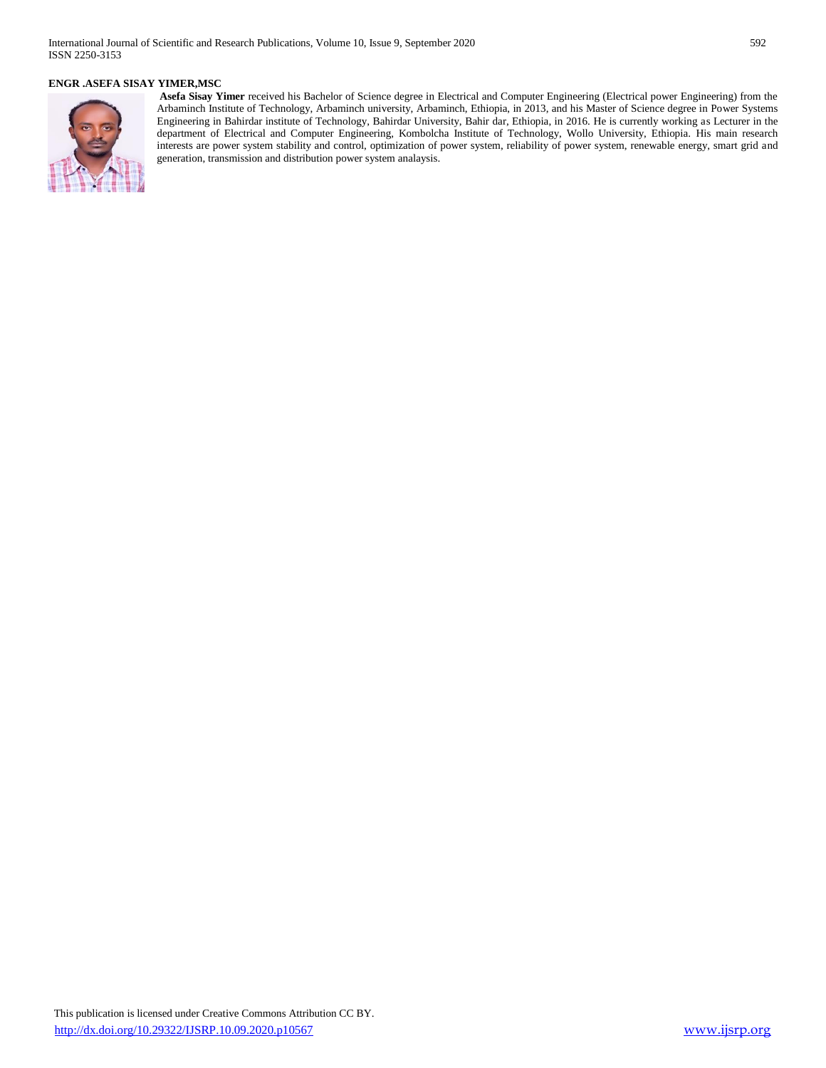**ENGR .ASEFA SISAY YIMER,MSC**

**Asefa Sisay Yimer** received his Bachelor of Science degree in Electrical and Computer Engineering (Electrical power Engineering) from the Arbaminch Institute of Technology, Arbaminch university, Arbaminch, Ethiopia, in 2013, and his Master of Science degree in Power Systems Engineering in Bahirdar institute of Technology, Bahirdar University, Bahir dar, Ethiopia, in 2016. He is currently working as Lecturer in the department of Electrical and Computer Engineering, Kombolcha Institute of Technology, Wollo University, Ethiopia. His main research interests are power system stability and control, optimization of power system, reliability of power system, renewable energy, smart grid and generation, transmission and distribution power system analaysis.